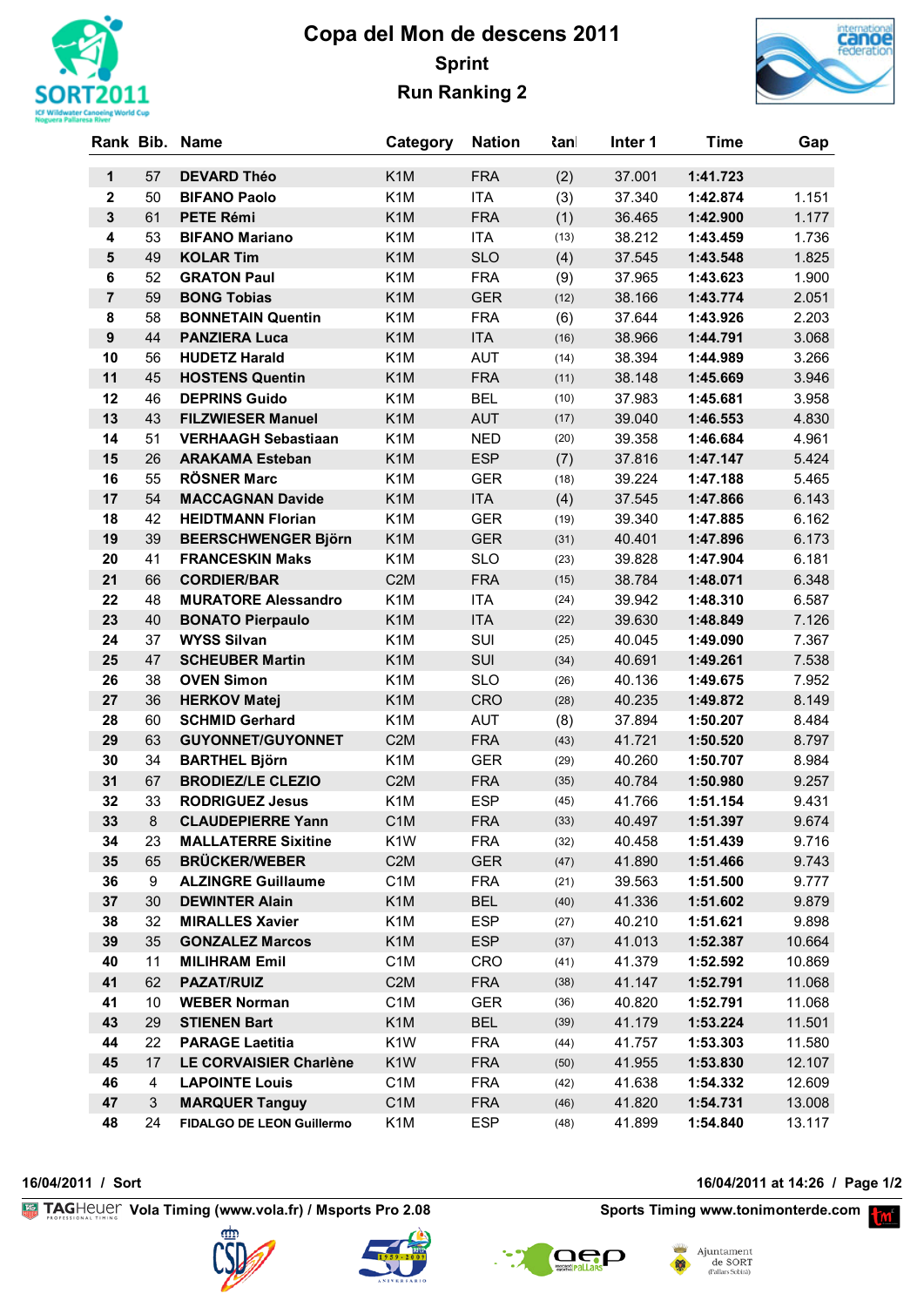# Copa del Mon de descens 2011

## Sprint

## Run Ranking 2

| Rank | Bib. | Name | Category | Nation | Rank | Inter 1 | Time | Gap |
|---|---|---|---|---|---|---|---|---|
| 1 | 57 | DEVARD Théo | K1M | FRA | (2) | 37.001 | 1:41.723 | |
| 2 | 50 | BIFANO Paolo | K1M | ITA | (3) | 37.340 | 1:42.874 | 1.151 |
| 3 | 61 | PETE Rémi | K1M | FRA | (1) | 36.465 | 1:42.900 | 1.177 |
| 4 | 53 | BIFANO Mariano | K1M | ITA | (13) | 38.212 | 1:43.459 | 1.736 |
| 5 | 49 | KOLAR Tim | K1M | SLO | (4) | 37.545 | 1:43.548 | 1.825 |
| 6 | 52 | GRATON Paul | K1M | FRA | (9) | 37.965 | 1:43.623 | 1.900 |
| 7 | 59 | BONG Tobias | K1M | GER | (12) | 38.166 | 1:43.774 | 2.051 |
| 8 | 58 | BONNETAIN Quentin | K1M | FRA | (6) | 37.644 | 1:43.926 | 2.203 |
| 9 | 44 | PANZIERA Luca | K1M | ITA | (16) | 38.966 | 1:44.791 | 3.068 |
| 10 | 56 | HUDETZ Harald | K1M | AUT | (14) | 38.394 | 1:44.989 | 3.266 |
| 11 | 45 | HOSTENS Quentin | K1M | FRA | (11) | 38.148 | 1:45.669 | 3.946 |
| 12 | 46 | DEPRINS Guido | K1M | BEL | (10) | 37.983 | 1:45.681 | 3.958 |
| 13 | 43 | FILZWIESER Manuel | K1M | AUT | (17) | 39.040 | 1:46.553 | 4.830 |
| 14 | 51 | VERHAAGH Sebastiaan | K1M | NED | (20) | 39.358 | 1:46.684 | 4.961 |
| 15 | 26 | ARAKAMA Esteban | K1M | ESP | (7) | 37.816 | 1:47.147 | 5.424 |
| 16 | 55 | RÖSNER Marc | K1M | GER | (18) | 39.224 | 1:47.188 | 5.465 |
| 17 | 54 | MACCAGNAN Davide | K1M | ITA | (4) | 37.545 | 1:47.866 | 6.143 |
| 18 | 42 | HEIDTMANN Florian | K1M | GER | (19) | 39.340 | 1:47.885 | 6.162 |
| 19 | 39 | BEERSCHWENGER Björn | K1M | GER | (31) | 40.401 | 1:47.896 | 6.173 |
| 20 | 41 | FRANCESKIN Maks | K1M | SLO | (23) | 39.828 | 1:47.904 | 6.181 |
| 21 | 66 | CORDIER/BAR | C2M | FRA | (15) | 38.784 | 1:48.071 | 6.348 |
| 22 | 48 | MURATORE Alessandro | K1M | ITA | (24) | 39.942 | 1:48.310 | 6.587 |
| 23 | 40 | BONATO Pierpaulo | K1M | ITA | (22) | 39.630 | 1:48.849 | 7.126 |
| 24 | 37 | WYSS Silvan | K1M | SUI | (25) | 40.045 | 1:49.090 | 7.367 |
| 25 | 47 | SCHEUBER Martin | K1M | SUI | (34) | 40.691 | 1:49.261 | 7.538 |
| 26 | 38 | OVEN Simon | K1M | SLO | (26) | 40.136 | 1:49.675 | 7.952 |
| 27 | 36 | HERKOV Matej | K1M | CRO | (28) | 40.235 | 1:49.872 | 8.149 |
| 28 | 60 | SCHMID Gerhard | K1M | AUT | (8) | 37.894 | 1:50.207 | 8.484 |
| 29 | 63 | GUYONNET/GUYONNET | C2M | FRA | (43) | 41.721 | 1:50.520 | 8.797 |
| 30 | 34 | BARTHEL Björn | K1M | GER | (29) | 40.260 | 1:50.707 | 8.984 |
| 31 | 67 | BRODIEZ/LE CLEZIO | C2M | FRA | (35) | 40.784 | 1:50.980 | 9.257 |
| 32 | 33 | RODRIGUEZ Jesus | K1M | ESP | (45) | 41.766 | 1:51.154 | 9.431 |
| 33 | 8 | CLAUDEPIERRE Yann | C1M | FRA | (33) | 40.497 | 1:51.397 | 9.674 |
| 34 | 23 | MALLATERRE Sixitine | K1W | FRA | (32) | 40.458 | 1:51.439 | 9.716 |
| 35 | 65 | BRÜCKER/WEBER | C2M | GER | (47) | 41.890 | 1:51.466 | 9.743 |
| 36 | 9 | ALZINGRE Guillaume | C1M | FRA | (21) | 39.563 | 1:51.500 | 9.777 |
| 37 | 30 | DEWINTER Alain | K1M | BEL | (40) | 41.336 | 1:51.602 | 9.879 |
| 38 | 32 | MIRALLES Xavier | K1M | ESP | (27) | 40.210 | 1:51.621 | 9.898 |
| 39 | 35 | GONZALEZ Marcos | K1M | ESP | (37) | 41.013 | 1:52.387 | 10.664 |
| 40 | 11 | MILIHRAM Emil | C1M | CRO | (41) | 41.379 | 1:52.592 | 10.869 |
| 41 | 62 | PAZAT/RUIZ | C2M | FRA | (38) | 41.147 | 1:52.791 | 11.068 |
| 41 | 10 | WEBER Norman | C1M | GER | (36) | 40.820 | 1:52.791 | 11.068 |
| 43 | 29 | STIENEN Bart | K1M | BEL | (39) | 41.179 | 1:53.224 | 11.501 |
| 44 | 22 | PARAGE Laetitia | K1W | FRA | (44) | 41.757 | 1:53.303 | 11.580 |
| 45 | 17 | LE CORVAISIER Charlène | K1W | FRA | (50) | 41.955 | 1:53.830 | 12.107 |
| 46 | 4 | LAPOINTE Louis | C1M | FRA | (42) | 41.638 | 1:54.332 | 12.609 |
| 47 | 3 | MARQUER Tanguy | C1M | FRA | (46) | 41.820 | 1:54.731 | 13.008 |
| 48 | 24 | FIDALGO DE LEON Guillermo | K1M | ESP | (48) | 41.899 | 1:54.840 | 13.117 |

16/04/2011 / Sort

16/04/2011 at 14:26

TAGHeuer Vola Timing (www.vola.fr) / Msports Pro 2.08

Sports Timing www.tonimonterde.com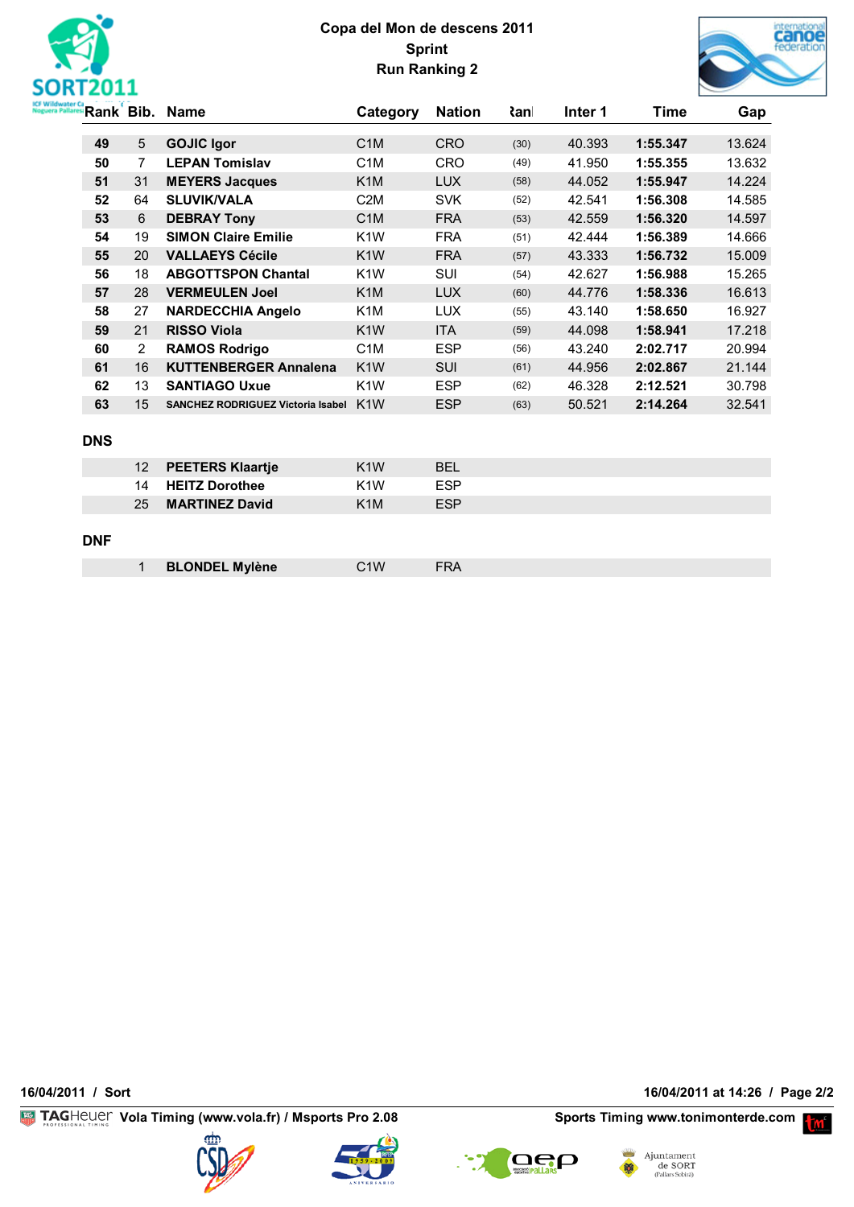# Copa del Mon de descens 2011

## Sprint

## Run Ranking 2

| Rank | Bib. | Name | Category | Nation | Rank | Inter 1 | Time | Gap |
|---|---|---|---|---|---|---|---|---|
| **49** | 5 | **GOJIC Igor** | C1M | CRO | (30) | 40.393 | **1:55.347** | 13.624 |
| **50** | 7 | **LEPAN Tomislav** | C1M | CRO | (49) | 41.950 | **1:55.355** | 13.632 |
| **51** | 31 | **MEYERS Jacques** | K1M | LUX | (58) | 44.052 | **1:55.947** | 14.224 |
| **52** | 64 | **SLUVIK/VALA** | C2M | SVK | (52) | 42.541 | **1:56.308** | 14.585 |
| **53** | 6 | **DEBRAY Tony** | C1M | FRA | (53) | 42.559 | **1:56.320** | 14.597 |
| **54** | 19 | **SIMON Claire Emilie** | K1W | FRA | (51) | 42.444 | **1:56.389** | 14.666 |
| **55** | 20 | **VALLAEYS Cécile** | K1W | FRA | (57) | 43.333 | **1:56.732** | 15.009 |
| **56** | 18 | **ABGOTTSPON Chantal** | K1W | SUI | (54) | 42.627 | **1:56.988** | 15.265 |
| **57** | 28 | **VERMEULEN Joel** | K1M | LUX | (60) | 44.776 | **1:58.336** | 16.613 |
| **58** | 27 | **NARDECCHIA Angelo** | K1M | LUX | (55) | 43.140 | **1:58.650** | 16.927 |
| **59** | 21 | **RISSO Viola** | K1W | ITA | (59) | 44.098 | **1:58.941** | 17.218 |
| **60** | 2 | **RAMOS Rodrigo** | C1M | ESP | (56) | 43.240 | **2:02.717** | 20.994 |
| **61** | 16 | **KUTTENBERGER Annalena** | K1W | SUI | (61) | 44.956 | **2:02.867** | 21.144 |
| **62** | 13 | **SANTIAGO Uxue** | K1W | ESP | (62) | 46.328 | **2:12.521** | 30.798 |
| **63** | 15 | **SANCHEZ RODRIGUEZ Victoria Isabel** | K1W | ESP | (63) | 50.521 | **2:14.264** | 32.541 |

### DNS

| | Bib. | Name | Category | Nation |
|---|---|---|---|---|
| | 12 | **PEETERS Klaartje** | K1W | BEL |
| | 14 | **HEITZ Dorothee** | K1W | ESP |
| | 25 | **MARTINEZ David** | K1M | ESP |

### DNF

| | Bib. | Name | Category | Nation |
|---|---|---|---|---|
| | 1 | **BLONDEL Mylène** | C1W | FRA |

**16/04/2011 / Sort** **16/04/2011 at 14:26**

TAGHeuer Vola Timing (www.vola.fr) / Msports Pro 2.08 — Sports Timing www.tonimonterde.com